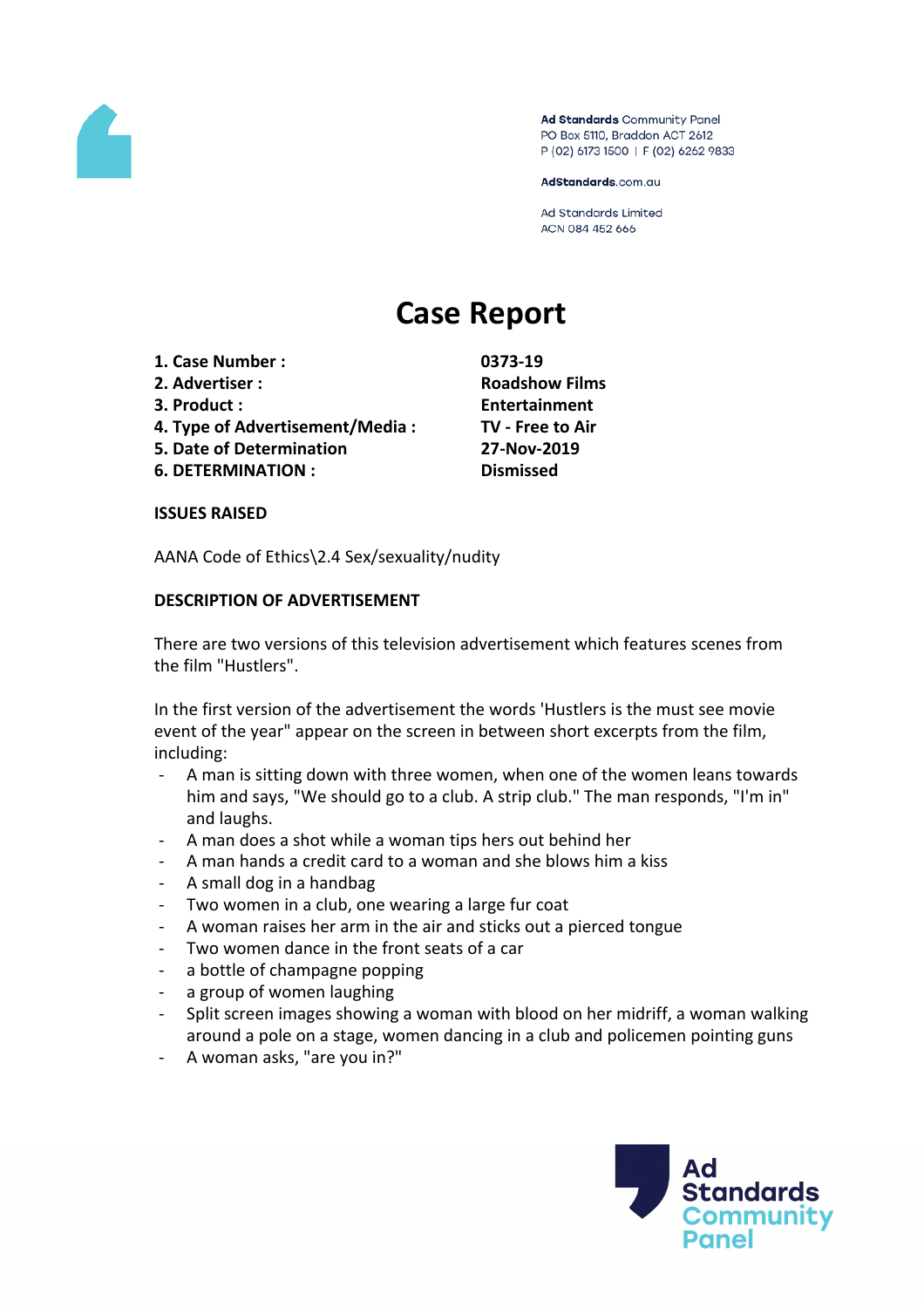Ad Standards Community Panel
PO Box 5110, Braddon ACT 2612
P (02) 6173 1500 | F (02) 6262 9833

AdStandards.com.au

Ad Standards Limited
ACN 084 452 666

# Case Report

| | |
|---|---|
| **1. Case Number :** | **0373-19** |
| **2. Advertiser :** | **Roadshow Films** |
| **3. Product :** | **Entertainment** |
| **4. Type of Advertisement/Media :** | **TV - Free to Air** |
| **5. Date of Determination** | **27-Nov-2019** |
| **6. DETERMINATION :** | **Dismissed** |

**ISSUES RAISED**

AANA Code of Ethics\2.4 Sex/sexuality/nudity

**DESCRIPTION OF ADVERTISEMENT**

There are two versions of this television advertisement which features scenes from the film "Hustlers".

In the first version of the advertisement the words 'Hustlers is the must see movie event of the year" appear on the screen in between short excerpts from the film, including:

- A man is sitting down with three women, when one of the women leans towards him and says, "We should go to a club. A strip club." The man responds, "I'm in" and laughs.
- A man does a shot while a woman tips hers out behind her
- A man hands a credit card to a woman and she blows him a kiss
- A small dog in a handbag
- Two women in a club, one wearing a large fur coat
- A woman raises her arm in the air and sticks out a pierced tongue
- Two women dance in the front seats of a car
- a bottle of champagne popping
- a group of women laughing
- Split screen images showing a woman with blood on her midriff, a woman walking around a pole on a stage, women dancing in a club and policemen pointing guns
- A woman asks, "are you in?"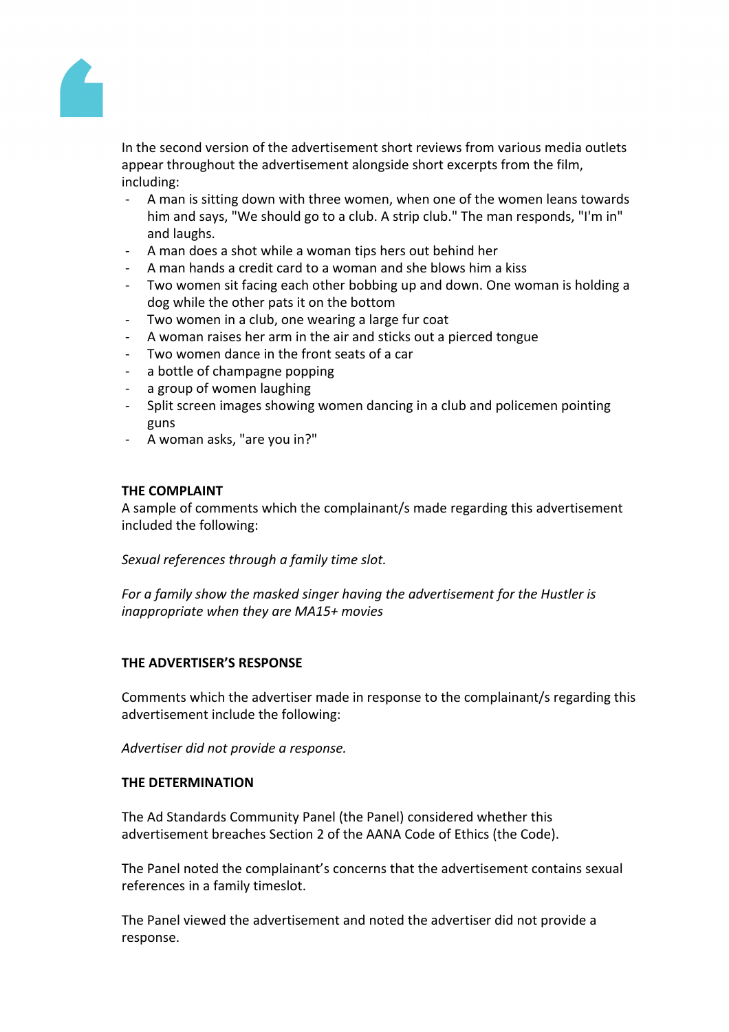In the second version of the advertisement short reviews from various media outlets appear throughout the advertisement alongside short excerpts from the film, including:

- A man is sitting down with three women, when one of the women leans towards him and says, "We should go to a club. A strip club." The man responds, "I'm in" and laughs.
- A man does a shot while a woman tips hers out behind her
- A man hands a credit card to a woman and she blows him a kiss
- Two women sit facing each other bobbing up and down. One woman is holding a dog while the other pats it on the bottom
- Two women in a club, one wearing a large fur coat
- A woman raises her arm in the air and sticks out a pierced tongue
- Two women dance in the front seats of a car
- a bottle of champagne popping
- a group of women laughing
- Split screen images showing women dancing in a club and policemen pointing guns
- A woman asks, "are you in?"

**THE COMPLAINT**

A sample of comments which the complainant/s made regarding this advertisement included the following:

*Sexual references through a family time slot.*

*For a family show the masked singer having the advertisement for the Hustler is inappropriate when they are MA15+ movies*

**THE ADVERTISER'S RESPONSE**

Comments which the advertiser made in response to the complainant/s regarding this advertisement include the following:

*Advertiser did not provide a response.*

**THE DETERMINATION**

The Ad Standards Community Panel (the Panel) considered whether this advertisement breaches Section 2 of the AANA Code of Ethics (the Code).

The Panel noted the complainant's concerns that the advertisement contains sexual references in a family timeslot.

The Panel viewed the advertisement and noted the advertiser did not provide a response.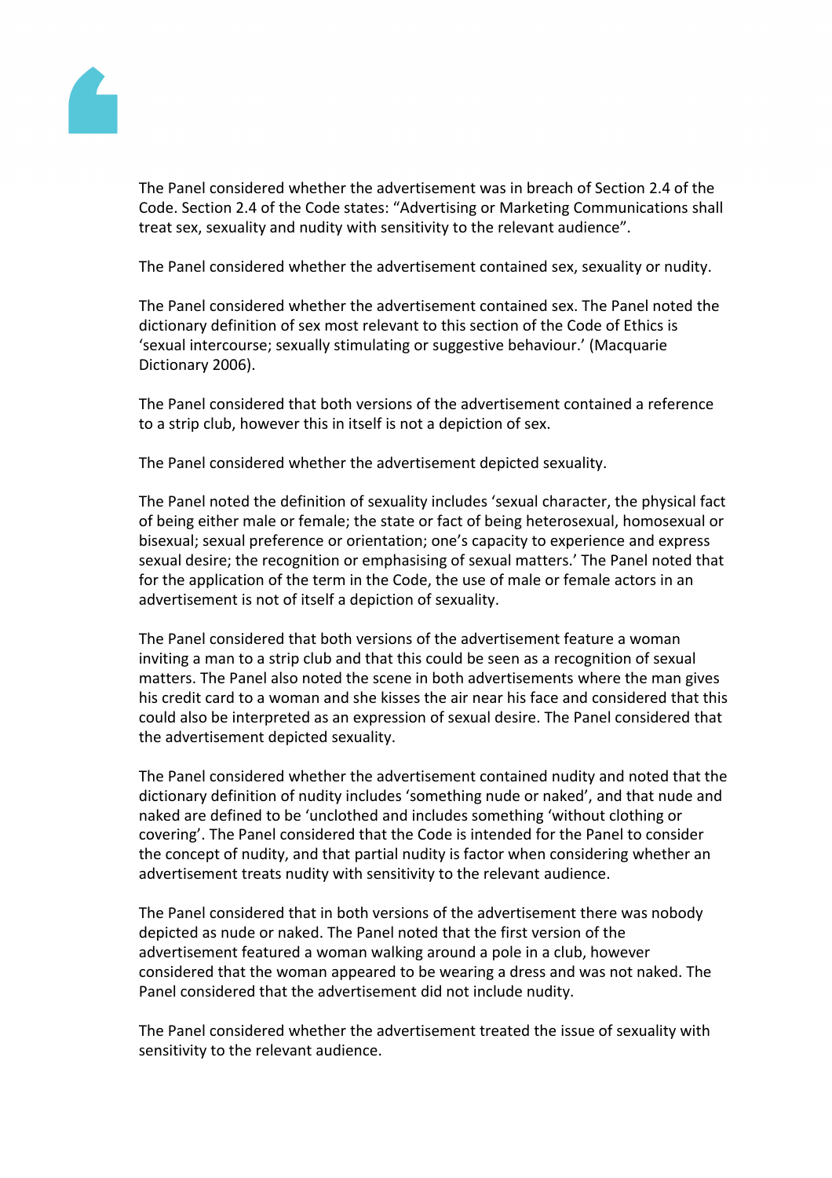The Panel considered whether the advertisement was in breach of Section 2.4 of the Code. Section 2.4 of the Code states: “Advertising or Marketing Communications shall treat sex, sexuality and nudity with sensitivity to the relevant audience”.

The Panel considered whether the advertisement contained sex, sexuality or nudity.

The Panel considered whether the advertisement contained sex. The Panel noted the dictionary definition of sex most relevant to this section of the Code of Ethics is ‘sexual intercourse; sexually stimulating or suggestive behaviour.’ (Macquarie Dictionary 2006).

The Panel considered that both versions of the advertisement contained a reference to a strip club, however this in itself is not a depiction of sex.

The Panel considered whether the advertisement depicted sexuality.

The Panel noted the definition of sexuality includes ‘sexual character, the physical fact of being either male or female; the state or fact of being heterosexual, homosexual or bisexual; sexual preference or orientation; one’s capacity to experience and express sexual desire; the recognition or emphasising of sexual matters.’ The Panel noted that for the application of the term in the Code, the use of male or female actors in an advertisement is not of itself a depiction of sexuality.

The Panel considered that both versions of the advertisement feature a woman inviting a man to a strip club and that this could be seen as a recognition of sexual matters. The Panel also noted the scene in both advertisements where the man gives his credit card to a woman and she kisses the air near his face and considered that this could also be interpreted as an expression of sexual desire. The Panel considered that the advertisement depicted sexuality.

The Panel considered whether the advertisement contained nudity and noted that the dictionary definition of nudity includes ‘something nude or naked’, and that nude and naked are defined to be ‘unclothed and includes something ‘without clothing or covering’. The Panel considered that the Code is intended for the Panel to consider the concept of nudity, and that partial nudity is factor when considering whether an advertisement treats nudity with sensitivity to the relevant audience.

The Panel considered that in both versions of the advertisement there was nobody depicted as nude or naked. The Panel noted that the first version of the advertisement featured a woman walking around a pole in a club, however considered that the woman appeared to be wearing a dress and was not naked. The Panel considered that the advertisement did not include nudity.

The Panel considered whether the advertisement treated the issue of sexuality with sensitivity to the relevant audience.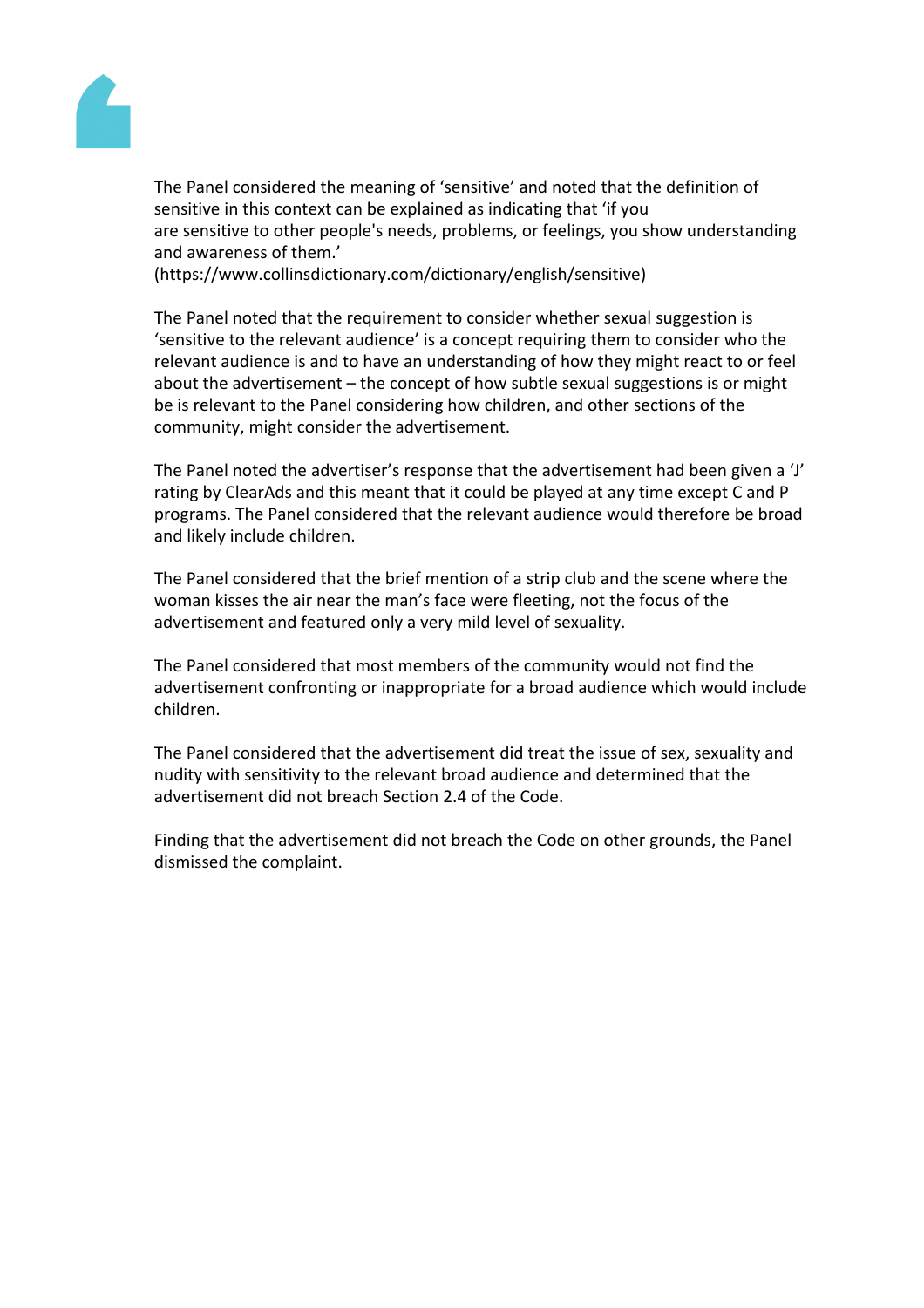The Panel considered the meaning of 'sensitive' and noted that the definition of sensitive in this context can be explained as indicating that 'if you are sensitive to other people's needs, problems, or feelings, you show understanding and awareness of them.'
(https://www.collinsdictionary.com/dictionary/english/sensitive)

The Panel noted that the requirement to consider whether sexual suggestion is 'sensitive to the relevant audience' is a concept requiring them to consider who the relevant audience is and to have an understanding of how they might react to or feel about the advertisement – the concept of how subtle sexual suggestions is or might be is relevant to the Panel considering how children, and other sections of the community, might consider the advertisement.

The Panel noted the advertiser's response that the advertisement had been given a 'J' rating by ClearAds and this meant that it could be played at any time except C and P programs. The Panel considered that the relevant audience would therefore be broad and likely include children.

The Panel considered that the brief mention of a strip club and the scene where the woman kisses the air near the man's face were fleeting, not the focus of the advertisement and featured only a very mild level of sexuality.

The Panel considered that most members of the community would not find the advertisement confronting or inappropriate for a broad audience which would include children.

The Panel considered that the advertisement did treat the issue of sex, sexuality and nudity with sensitivity to the relevant broad audience and determined that the advertisement did not breach Section 2.4 of the Code.

Finding that the advertisement did not breach the Code on other grounds, the Panel dismissed the complaint.